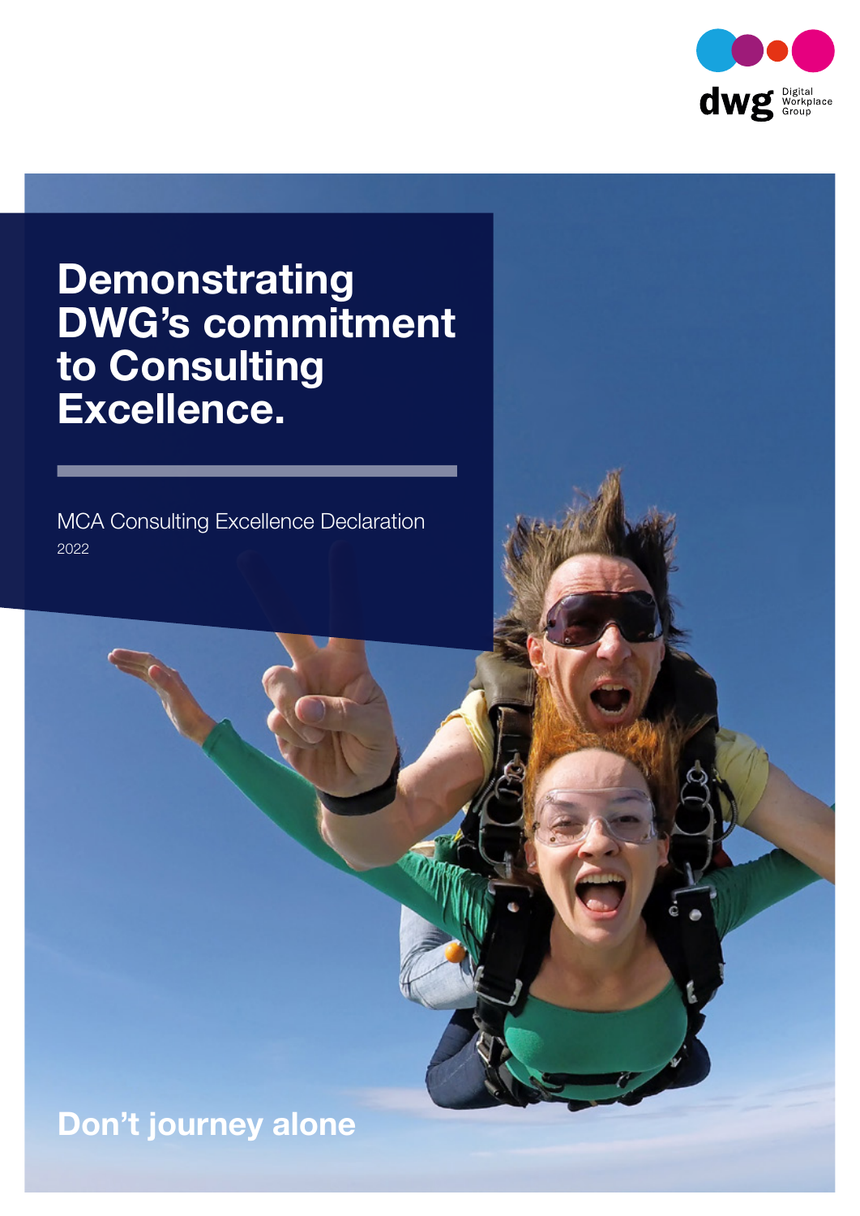dwg Digital Workplace Group

# Demonstrating DWG's commitment to Consulting Excellence.

MCA Consulting Excellence Declaration

2022

**Don't journey alone**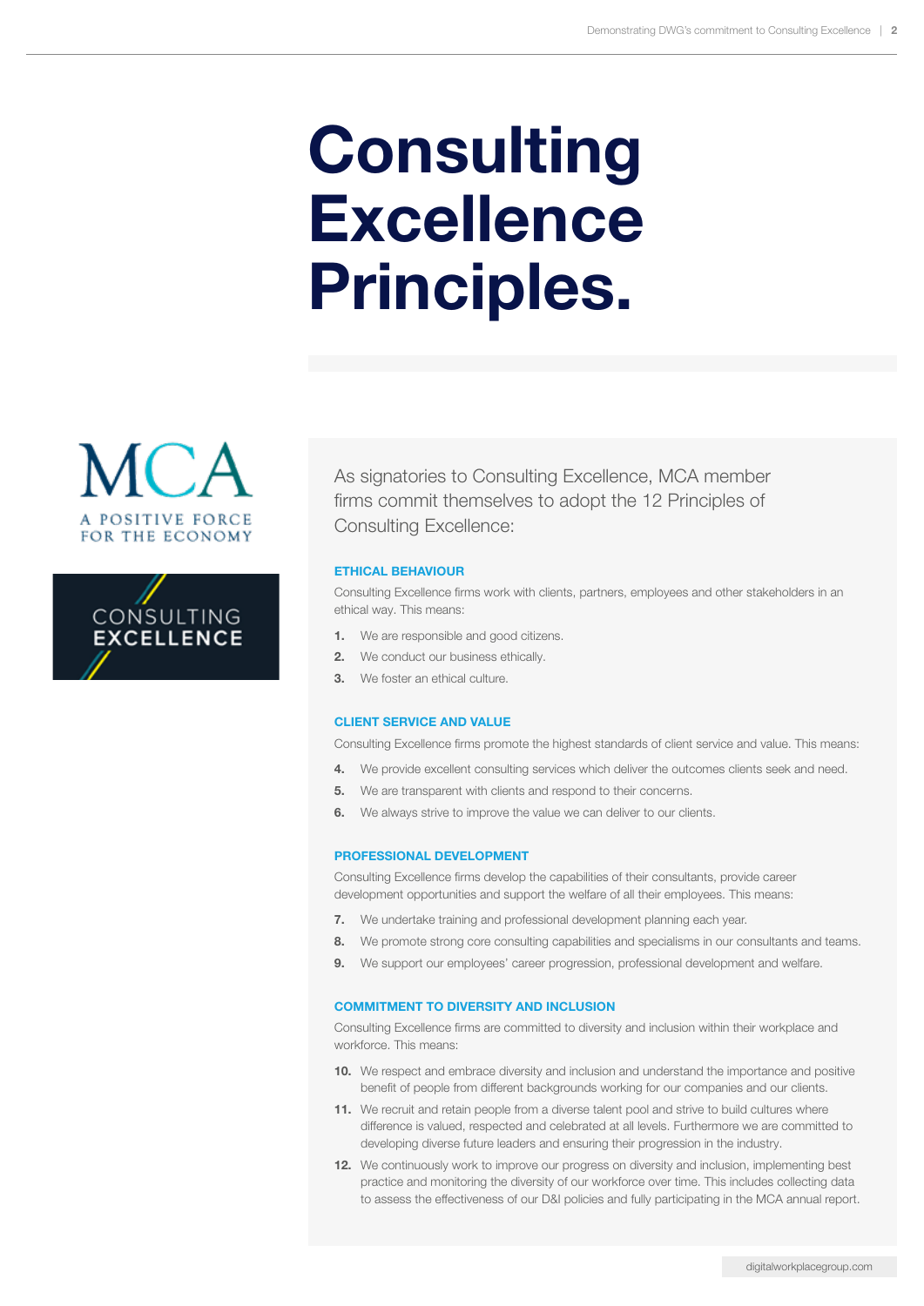# Consulting Excellence Principles.

MCA

A POSITIVE FORCE FOR THE ECONOMY

CONSULTING EXCELLENCE

As signatories to Consulting Excellence, MCA member firms commit themselves to adopt the 12 Principles of Consulting Excellence:

### ETHICAL BEHAVIOUR

Consulting Excellence firms work with clients, partners, employees and other stakeholders in an ethical way. This means:

1. We are responsible and good citizens.
2. We conduct our business ethically.
3. We foster an ethical culture.

### CLIENT SERVICE AND VALUE

Consulting Excellence firms promote the highest standards of client service and value. This means:

4. We provide excellent consulting services which deliver the outcomes clients seek and need.
5. We are transparent with clients and respond to their concerns.
6. We always strive to improve the value we can deliver to our clients.

### PROFESSIONAL DEVELOPMENT

Consulting Excellence firms develop the capabilities of their consultants, provide career development opportunities and support the welfare of all their employees. This means:

7. We undertake training and professional development planning each year.
8. We promote strong core consulting capabilities and specialisms in our consultants and teams.
9. We support our employees' career progression, professional development and welfare.

### COMMITMENT TO DIVERSITY AND INCLUSION

Consulting Excellence firms are committed to diversity and inclusion within their workplace and workforce. This means:

10. We respect and embrace diversity and inclusion and understand the importance and positive benefit of people from different backgrounds working for our companies and our clients.
11. We recruit and retain people from a diverse talent pool and strive to build cultures where difference is valued, respected and celebrated at all levels. Furthermore we are committed to developing diverse future leaders and ensuring their progression in the industry.
12. We continuously work to improve our progress on diversity and inclusion, implementing best practice and monitoring the diversity of our workforce over time. This includes collecting data to assess the effectiveness of our D&I policies and fully participating in the MCA annual report.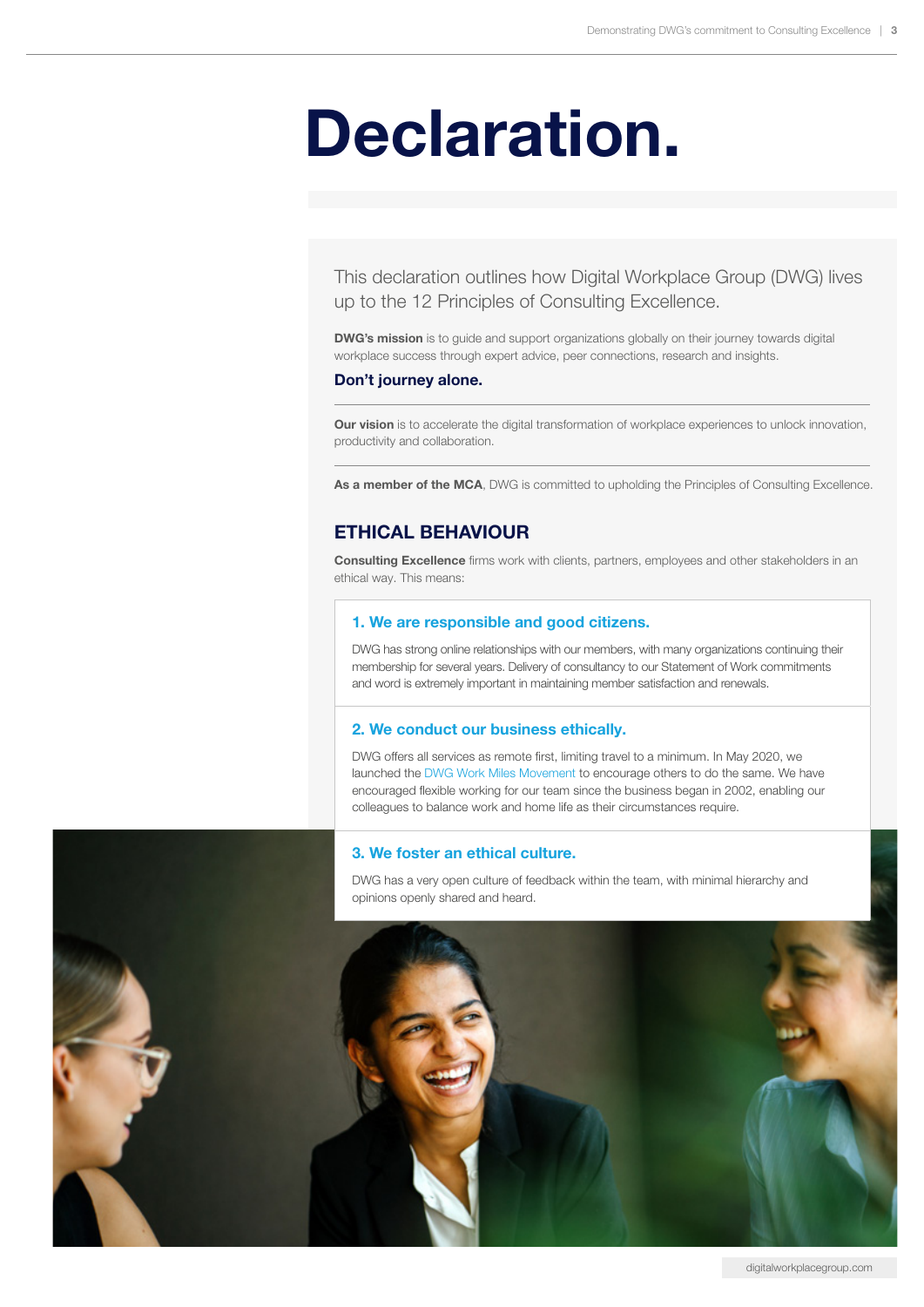# Declaration.

This declaration outlines how Digital Workplace Group (DWG) lives up to the 12 Principles of Consulting Excellence.

**DWG's mission** is to guide and support organizations globally on their journey towards digital workplace success through expert advice, peer connections, research and insights.

**Don't journey alone.**

---

**Our vision** is to accelerate the digital transformation of workplace experiences to unlock innovation, productivity and collaboration.

---

**As a member of the MCA**, DWG is committed to upholding the Principles of Consulting Excellence.

## ETHICAL BEHAVIOUR

**Consulting Excellence** firms work with clients, partners, employees and other stakeholders in an ethical way. This means:

### 1. We are responsible and good citizens.

DWG has strong online relationships with our members, with many organizations continuing their membership for several years. Delivery of consultancy to our Statement of Work commitments and word is extremely important in maintaining member satisfaction and renewals.

### 2. We conduct our business ethically.

DWG offers all services as remote first, limiting travel to a minimum. In May 2020, we launched the DWG Work Miles Movement to encourage others to do the same. We have encouraged flexible working for our team since the business began in 2002, enabling our colleagues to balance work and home life as their circumstances require.

### 3. We foster an ethical culture.

DWG has a very open culture of feedback within the team, with minimal hierarchy and opinions openly shared and heard.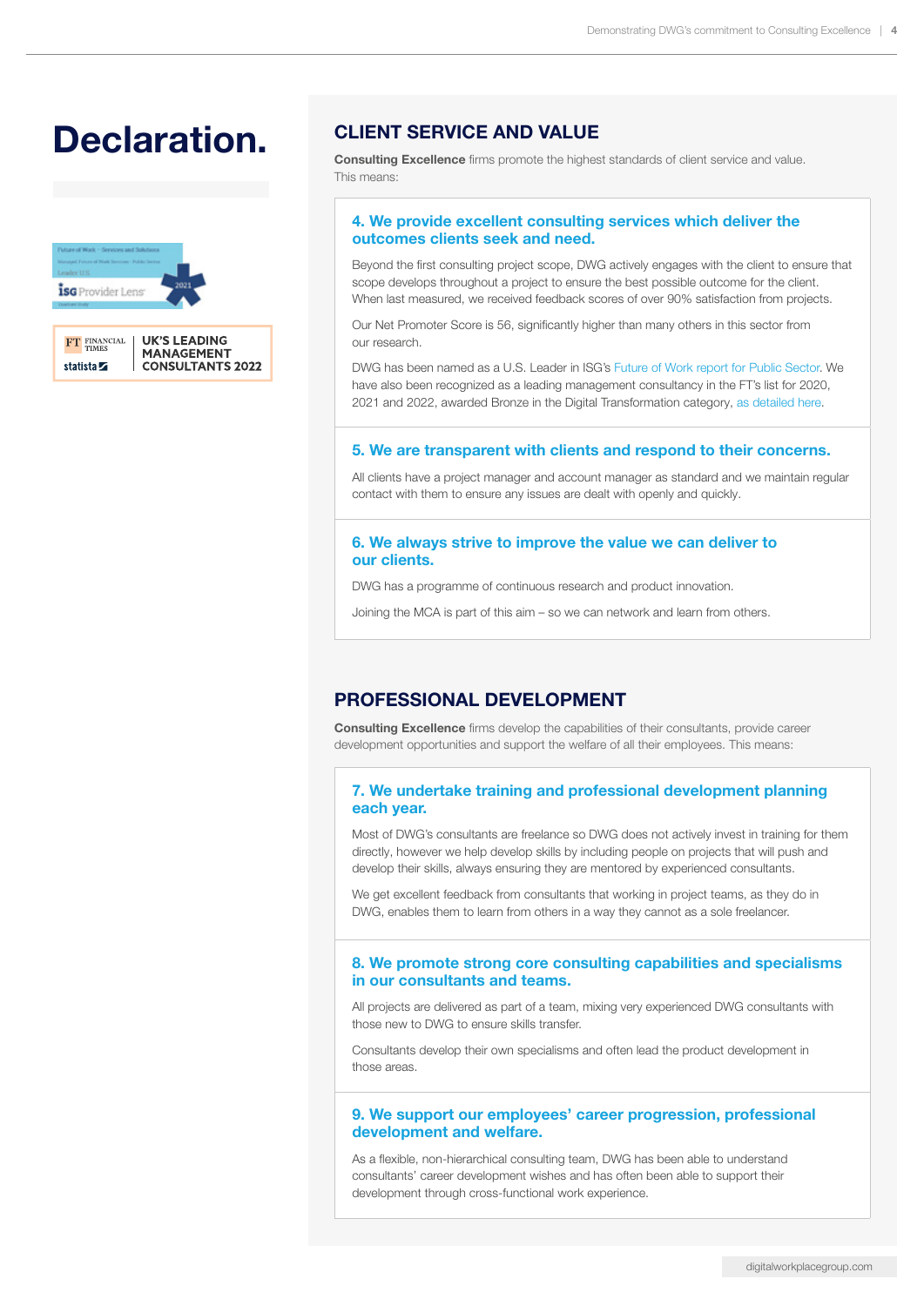# Declaration.

## CLIENT SERVICE AND VALUE

**Consulting Excellence** firms promote the highest standards of client service and value. This means:

### 4. We provide excellent consulting services which deliver the outcomes clients seek and need.

Beyond the first consulting project scope, DWG actively engages with the client to ensure that scope develops throughout a project to ensure the best possible outcome for the client. When last measured, we received feedback scores of over 90% satisfaction from projects.

Our Net Promoter Score is 56, significantly higher than many others in this sector from our research.

DWG has been named as a U.S. Leader in ISG's Future of Work report for Public Sector. We have also been recognized as a leading management consultancy in the FT's list for 2020, 2021 and 2022, awarded Bronze in the Digital Transformation category, as detailed here.

### 5. We are transparent with clients and respond to their concerns.

All clients have a project manager and account manager as standard and we maintain regular contact with them to ensure any issues are dealt with openly and quickly.

### 6. We always strive to improve the value we can deliver to our clients.

DWG has a programme of continuous research and product innovation.

Joining the MCA is part of this aim – so we can network and learn from others.

## PROFESSIONAL DEVELOPMENT

**Consulting Excellence** firms develop the capabilities of their consultants, provide career development opportunities and support the welfare of all their employees. This means:

### 7. We undertake training and professional development planning each year.

Most of DWG's consultants are freelance so DWG does not actively invest in training for them directly, however we help develop skills by including people on projects that will push and develop their skills, always ensuring they are mentored by experienced consultants.

We get excellent feedback from consultants that working in project teams, as they do in DWG, enables them to learn from others in a way they cannot as a sole freelancer.

### 8. We promote strong core consulting capabilities and specialisms in our consultants and teams.

All projects are delivered as part of a team, mixing very experienced DWG consultants with those new to DWG to ensure skills transfer.

Consultants develop their own specialisms and often lead the product development in those areas.

### 9. We support our employees' career progression, professional development and welfare.

As a flexible, non-hierarchical consulting team, DWG has been able to understand consultants' career development wishes and has often been able to support their development through cross-functional work experience.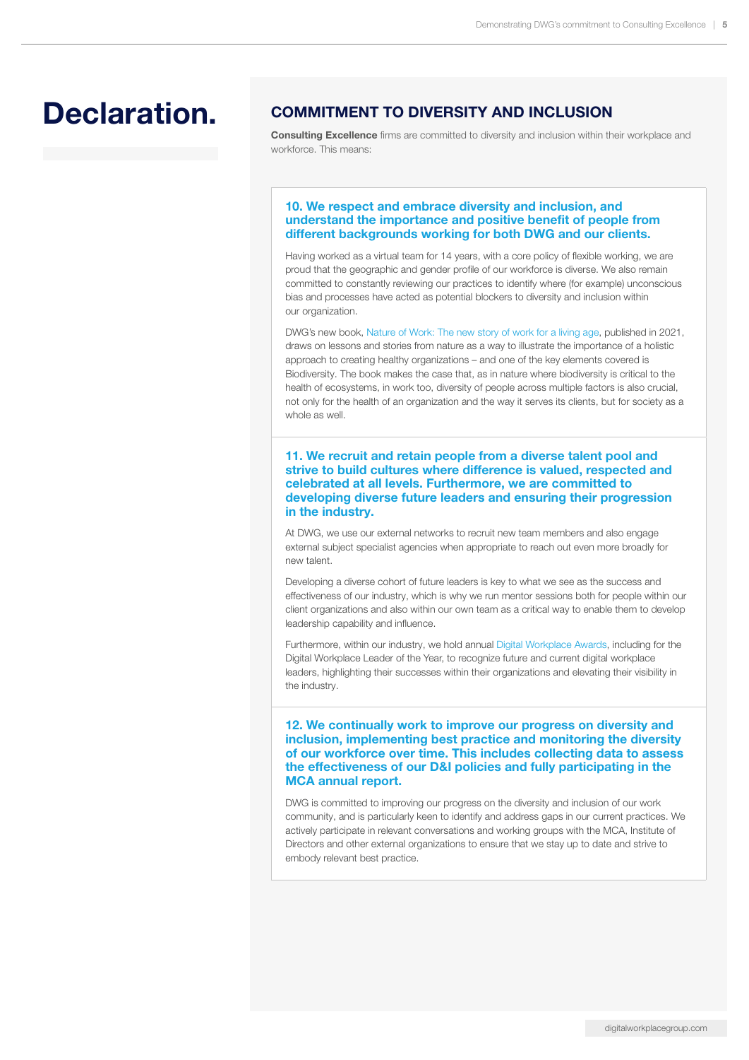# Declaration.

## COMMITMENT TO DIVERSITY AND INCLUSION

**Consulting Excellence** firms are committed to diversity and inclusion within their workplace and workforce. This means:

### 10. We respect and embrace diversity and inclusion, and understand the importance and positive benefit of people from different backgrounds working for both DWG and our clients.

Having worked as a virtual team for 14 years, with a core policy of flexible working, we are proud that the geographic and gender profile of our workforce is diverse. We also remain committed to constantly reviewing our practices to identify where (for example) unconscious bias and processes have acted as potential blockers to diversity and inclusion within our organization.

DWG's new book, Nature of Work: The new story of work for a living age, published in 2021, draws on lessons and stories from nature as a way to illustrate the importance of a holistic approach to creating healthy organizations – and one of the key elements covered is Biodiversity. The book makes the case that, as in nature where biodiversity is critical to the health of ecosystems, in work too, diversity of people across multiple factors is also crucial, not only for the health of an organization and the way it serves its clients, but for society as a whole as well.

### 11. We recruit and retain people from a diverse talent pool and strive to build cultures where difference is valued, respected and celebrated at all levels. Furthermore, we are committed to developing diverse future leaders and ensuring their progression in the industry.

At DWG, we use our external networks to recruit new team members and also engage external subject specialist agencies when appropriate to reach out even more broadly for new talent.

Developing a diverse cohort of future leaders is key to what we see as the success and effectiveness of our industry, which is why we run mentor sessions both for people within our client organizations and also within our own team as a critical way to enable them to develop leadership capability and influence.

Furthermore, within our industry, we hold annual Digital Workplace Awards, including for the Digital Workplace Leader of the Year, to recognize future and current digital workplace leaders, highlighting their successes within their organizations and elevating their visibility in the industry.

### 12. We continually work to improve our progress on diversity and inclusion, implementing best practice and monitoring the diversity of our workforce over time. This includes collecting data to assess the effectiveness of our D&I policies and fully participating in the MCA annual report.

DWG is committed to improving our progress on the diversity and inclusion of our work community, and is particularly keen to identify and address gaps in our current practices. We actively participate in relevant conversations and working groups with the MCA, Institute of Directors and other external organizations to ensure that we stay up to date and strive to embody relevant best practice.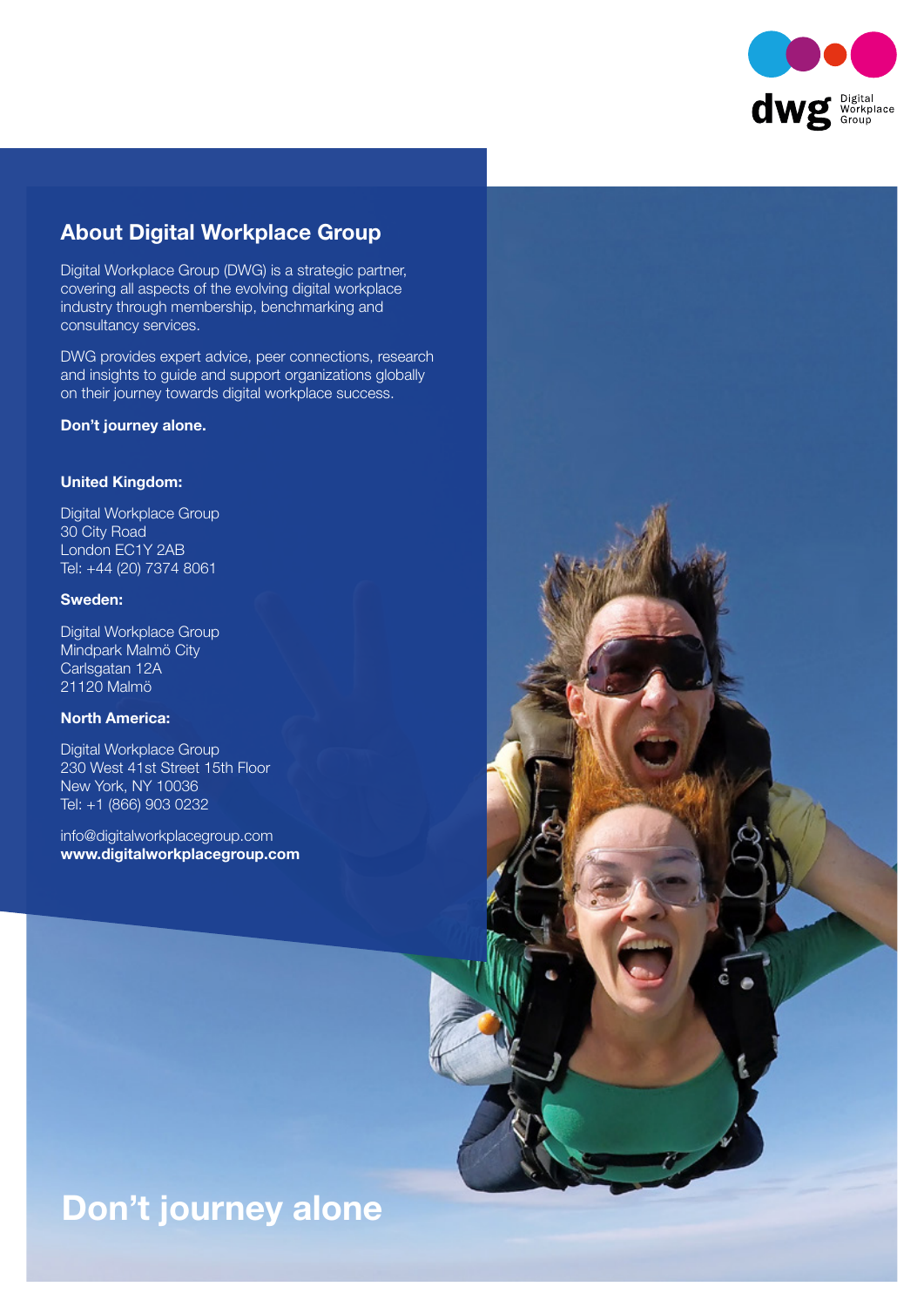## About Digital Workplace Group

Digital Workplace Group (DWG) is a strategic partner, covering all aspects of the evolving digital workplace industry through membership, benchmarking and consultancy services.

DWG provides expert advice, peer connections, research and insights to guide and support organizations globally on their journey towards digital workplace success.

**Don't journey alone.**

**United Kingdom:**

Digital Workplace Group
30 City Road
London EC1Y 2AB
Tel: +44 (20) 7374 8061

**Sweden:**

Digital Workplace Group
Mindpark Malmö City
Carlsgatan 12A
21120 Malmö

**North America:**

Digital Workplace Group
230 West 41st Street 15th Floor
New York, NY 10036
Tel: +1 (866) 903 0232

info@digitalworkplacegroup.com
**www.digitalworkplacegroup.com**

# Don't journey alone